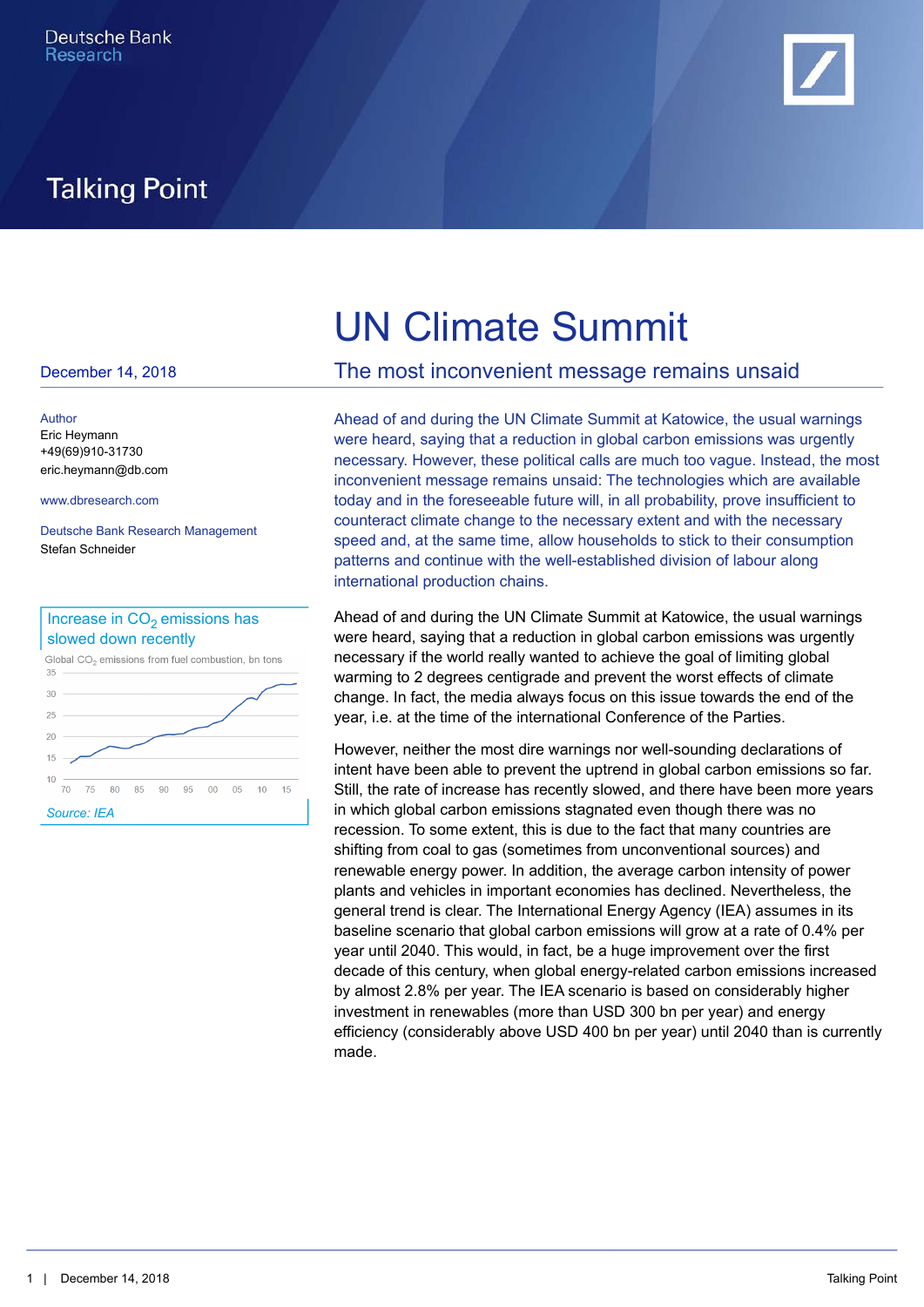Deutsche Bank Research

Talking Point

# UN Climate Summit

## The most inconvenient message remains unsaid

December 14, 2018

Author
Eric Heymann
+49(69)910-31730
eric.heymann@db.com

www.dbresearch.com

Deutsche Bank Research Management
Stefan Schneider

**Increase in $CO_2$ emissions has slowed down recently**

Global $CO_2$ emissions from fuel combustion, bn tons

Source: IEA

Ahead of and during the UN Climate Summit at Katowice, the usual warnings were heard, saying that a reduction in global carbon emissions was urgently necessary. However, these political calls are much too vague. Instead, the most inconvenient message remains unsaid: The technologies which are available today and in the foreseeable future will, in all probability, prove insufficient to counteract climate change to the necessary extent and with the necessary speed and, at the same time, allow households to stick to their consumption patterns and continue with the well-established division of labour along international production chains.

Ahead of and during the UN Climate Summit at Katowice, the usual warnings were heard, saying that a reduction in global carbon emissions was urgently necessary if the world really wanted to achieve the goal of limiting global warming to 2 degrees centigrade and prevent the worst effects of climate change. In fact, the media always focus on this issue towards the end of the year, i.e. at the time of the international Conference of the Parties.

However, neither the most dire warnings nor well-sounding declarations of intent have been able to prevent the uptrend in global carbon emissions so far. Still, the rate of increase has recently slowed, and there have been more years in which global carbon emissions stagnated even though there was no recession. To some extent, this is due to the fact that many countries are shifting from coal to gas (sometimes from unconventional sources) and renewable energy power. In addition, the average carbon intensity of power plants and vehicles in important economies has declined. Nevertheless, the general trend is clear. The International Energy Agency (IEA) assumes in its baseline scenario that global carbon emissions will grow at a rate of 0.4% per year until 2040. This would, in fact, be a huge improvement over the first decade of this century, when global energy-related carbon emissions increased by almost 2.8% per year. The IEA scenario is based on considerably higher investment in renewables (more than USD 300 bn per year) and energy efficiency (considerably above USD 400 bn per year) until 2040 than is currently made.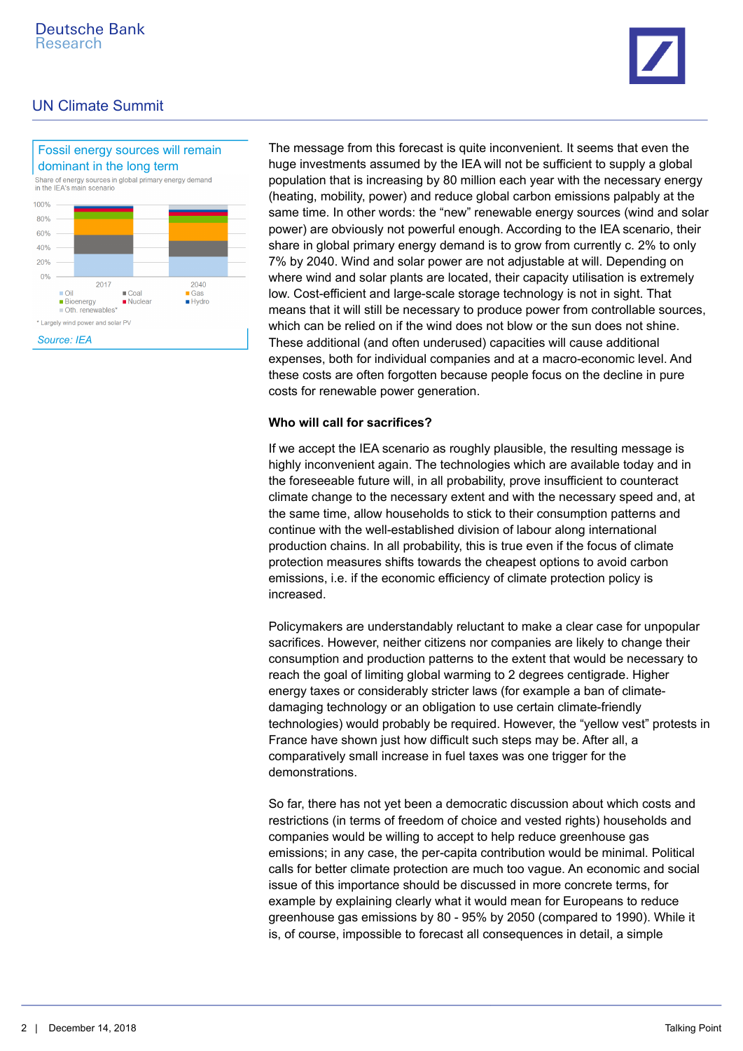Fossil energy sources will remain dominant in the long term

Share of energy sources in global primary energy demand in the IEA's main scenario

\* Largely wind power and solar PV

*Source: IEA*

The message from this forecast is quite inconvenient. It seems that even the huge investments assumed by the IEA will not be sufficient to supply a global population that is increasing by 80 million each year with the necessary energy (heating, mobility, power) and reduce global carbon emissions palpably at the same time. In other words: the "new" renewable energy sources (wind and solar power) are obviously not powerful enough. According to the IEA scenario, their share in global primary energy demand is to grow from currently c. 2% to only 7% by 2040. Wind and solar power are not adjustable at will. Depending on where wind and solar plants are located, their capacity utilisation is extremely low. Cost-efficient and large-scale storage technology is not in sight. That means that it will still be necessary to produce power from controllable sources, which can be relied on if the wind does not blow or the sun does not shine. These additional (and often underused) capacities will cause additional expenses, both for individual companies and at a macro-economic level. And these costs are often forgotten because people focus on the decline in pure costs for renewable power generation.

**Who will call for sacrifices?**

If we accept the IEA scenario as roughly plausible, the resulting message is highly inconvenient again. The technologies which are available today and in the foreseeable future will, in all probability, prove insufficient to counteract climate change to the necessary extent and with the necessary speed and, at the same time, allow households to stick to their consumption patterns and continue with the well-established division of labour along international production chains. In all probability, this is true even if the focus of climate protection measures shifts towards the cheapest options to avoid carbon emissions, i.e. if the economic efficiency of climate protection policy is increased.

Policymakers are understandably reluctant to make a clear case for unpopular sacrifices. However, neither citizens nor companies are likely to change their consumption and production patterns to the extent that would be necessary to reach the goal of limiting global warming to 2 degrees centigrade. Higher energy taxes or considerably stricter laws (for example a ban of climate-damaging technology or an obligation to use certain climate-friendly technologies) would probably be required. However, the "yellow vest" protests in France have shown just how difficult such steps may be. After all, a comparatively small increase in fuel taxes was one trigger for the demonstrations.

So far, there has not yet been a democratic discussion about which costs and restrictions (in terms of freedom of choice and vested rights) households and companies would be willing to accept to help reduce greenhouse gas emissions; in any case, the per-capita contribution would be minimal. Political calls for better climate protection are much too vague. An economic and social issue of this importance should be discussed in more concrete terms, for example by explaining clearly what it would mean for Europeans to reduce greenhouse gas emissions by 80 - 95% by 2050 (compared to 1990). While it is, of course, impossible to forecast all consequences in detail, a simple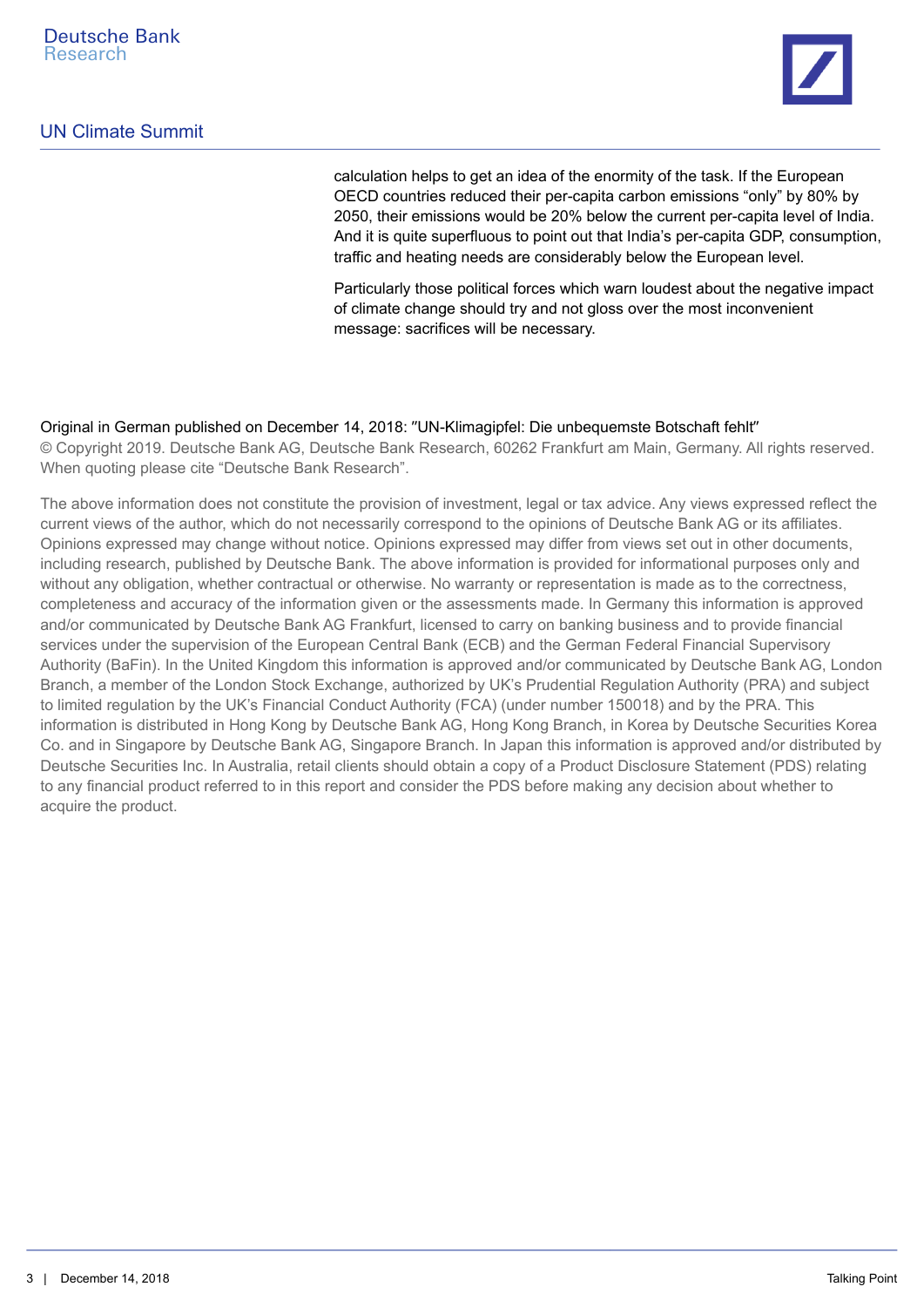calculation helps to get an idea of the enormity of the task. If the European OECD countries reduced their per-capita carbon emissions “only” by 80% by 2050, their emissions would be 20% below the current per-capita level of India. And it is quite superfluous to point out that India’s per-capita GDP, consumption, traffic and heating needs are considerably below the European level.

Particularly those political forces which warn loudest about the negative impact of climate change should try and not gloss over the most inconvenient message: sacrifices will be necessary.

Original in German published on December 14, 2018: ″UN-Klimagipfel: Die unbequemste Botschaft fehlt”
© Copyright 2019. Deutsche Bank AG, Deutsche Bank Research, 60262 Frankfurt am Main, Germany. All rights reserved. When quoting please cite “Deutsche Bank Research”.

The above information does not constitute the provision of investment, legal or tax advice. Any views expressed reflect the current views of the author, which do not necessarily correspond to the opinions of Deutsche Bank AG or its affiliates. Opinions expressed may change without notice. Opinions expressed may differ from views set out in other documents, including research, published by Deutsche Bank. The above information is provided for informational purposes only and without any obligation, whether contractual or otherwise. No warranty or representation is made as to the correctness, completeness and accuracy of the information given or the assessments made. In Germany this information is approved and/or communicated by Deutsche Bank AG Frankfurt, licensed to carry on banking business and to provide financial services under the supervision of the European Central Bank (ECB) and the German Federal Financial Supervisory Authority (BaFin). In the United Kingdom this information is approved and/or communicated by Deutsche Bank AG, London Branch, a member of the London Stock Exchange, authorized by UK’s Prudential Regulation Authority (PRA) and subject to limited regulation by the UK’s Financial Conduct Authority (FCA) (under number 150018) and by the PRA. This information is distributed in Hong Kong by Deutsche Bank AG, Hong Kong Branch, in Korea by Deutsche Securities Korea Co. and in Singapore by Deutsche Bank AG, Singapore Branch. In Japan this information is approved and/or distributed by Deutsche Securities Inc. In Australia, retail clients should obtain a copy of a Product Disclosure Statement (PDS) relating to any financial product referred to in this report and consider the PDS before making any decision about whether to acquire the product.